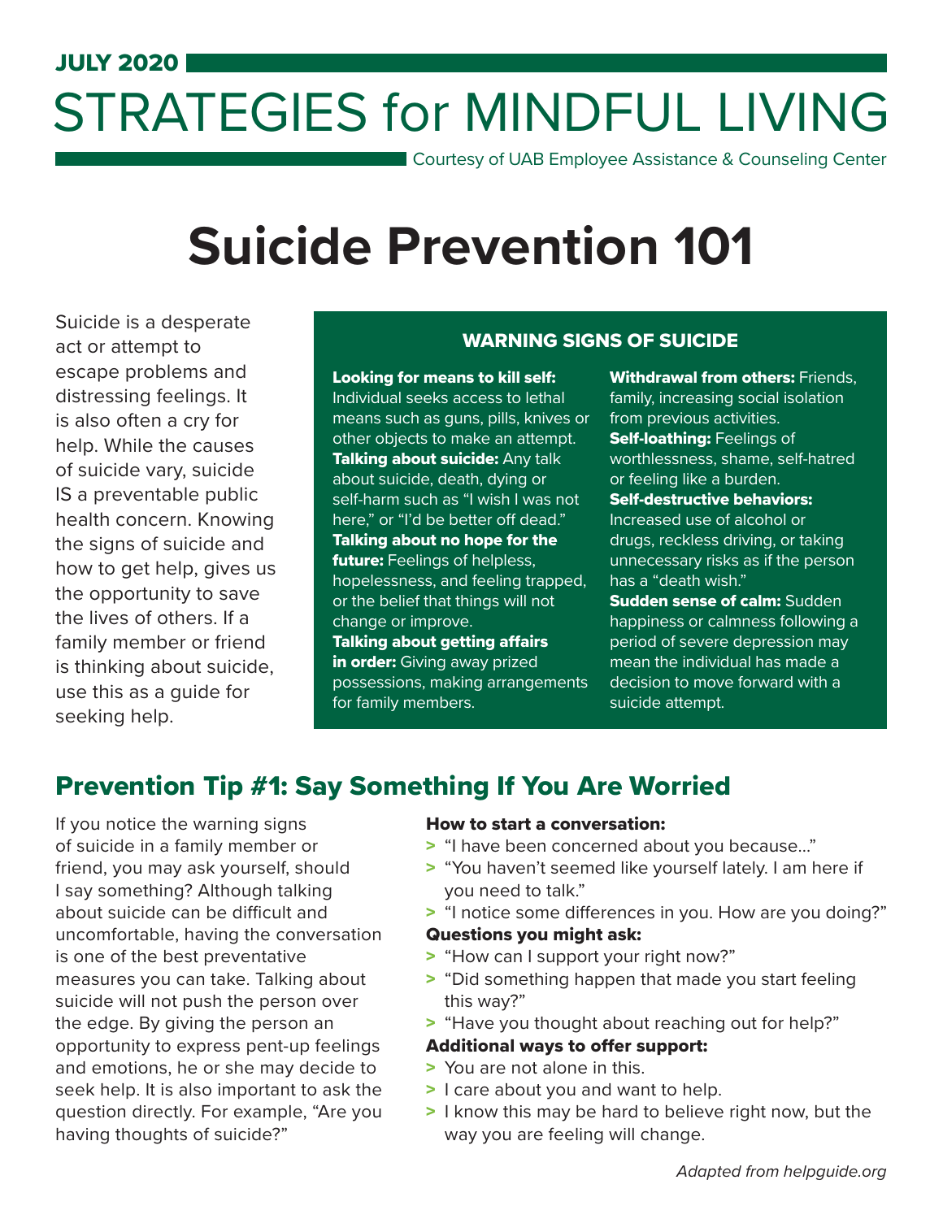JULY 2020

# STRATEGIES for MINDFUL LIVING

Courtesy of UAB Employee Assistance & Counseling Center

# Suicide Prevention 101

Suicide is a desperate act or attempt to escape problems and distressing feelings. It is also often a cry for help. While the causes of suicide vary, suicide IS a preventable public health concern. Knowing the signs of suicide and how to get help, gives us the opportunity to save the lives of others. If a family member or friend is thinking about suicide, use this as a guide for seeking help.

### WARNING SIGNS OF SUICIDE

**Looking for means to kill self:** Individual seeks access to lethal means such as guns, pills, knives or other objects to make an attempt.

**Talking about suicide:** Any talk about suicide, death, dying or self-harm such as "I wish I was not here," or "I'd be better off dead."

**Talking about no hope for the future:** Feelings of helpless, hopelessness, and feeling trapped, or the belief that things will not change or improve.

**Talking about getting affairs in order:** Giving away prized possessions, making arrangements for family members.

**Withdrawal from others:** Friends, family, increasing social isolation from previous activities.

**Self-loathing:** Feelings of worthlessness, shame, self-hatred or feeling like a burden.

**Self-destructive behaviors:** Increased use of alcohol or drugs, reckless driving, or taking unnecessary risks as if the person has a "death wish."

**Sudden sense of calm:** Sudden happiness or calmness following a period of severe depression may mean the individual has made a decision to move forward with a suicide attempt.

## Prevention Tip #1: Say Something If You Are Worried

If you notice the warning signs of suicide in a family member or friend, you may ask yourself, should I say something? Although talking about suicide can be difficult and uncomfortable, having the conversation is one of the best preventative measures you can take. Talking about suicide will not push the person over the edge. By giving the person an opportunity to express pent-up feelings and emotions, he or she may decide to seek help. It is also important to ask the question directly. For example, "Are you having thoughts of suicide?"

**How to start a conversation:**

- "I have been concerned about you because..."
- "You haven't seemed like yourself lately. I am here if you need to talk."
- "I notice some differences in you. How are you doing?"

**Questions you might ask:**

- "How can I support your right now?"
- "Did something happen that made you start feeling this way?"
- "Have you thought about reaching out for help?"

**Additional ways to offer support:**

- You are not alone in this.
- I care about you and want to help.
- I know this may be hard to believe right now, but the way you are feeling will change.

*Adapted from helpguide.org*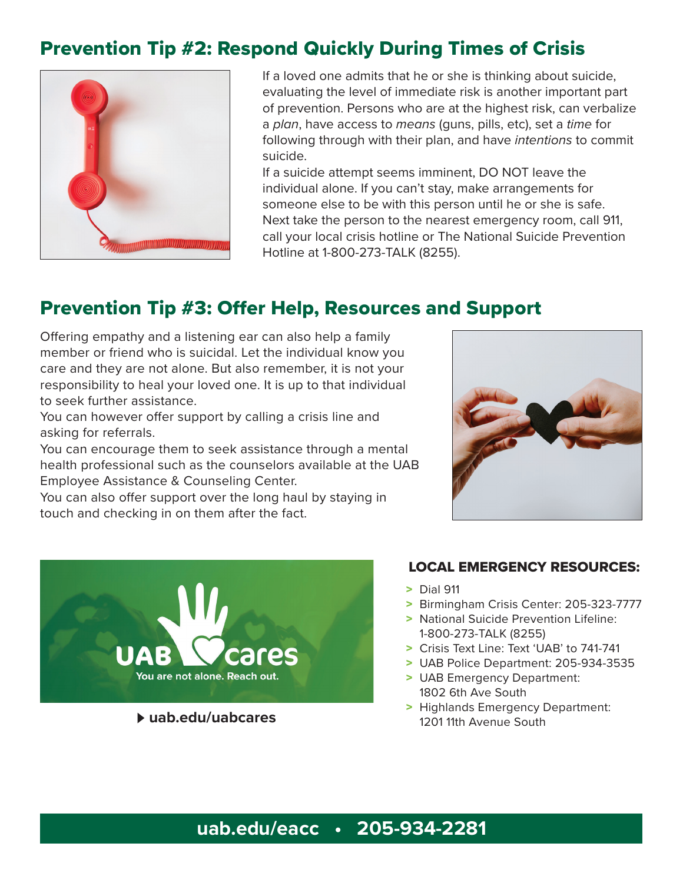## Prevention Tip #2: Respond Quickly During Times of Crisis

If a loved one admits that he or she is thinking about suicide, evaluating the level of immediate risk is another important part of prevention. Persons who are at the highest risk, can verbalize a *plan*, have access to *means* (guns, pills, etc), set a *time* for following through with their plan, and have *intentions* to commit suicide.

If a suicide attempt seems imminent, DO NOT leave the individual alone. If you can't stay, make arrangements for someone else to be with this person until he or she is safe. Next take the person to the nearest emergency room, call 911, call your local crisis hotline or The National Suicide Prevention Hotline at 1-800-273-TALK (8255).

## Prevention Tip #3: Offer Help, Resources and Support

Offering empathy and a listening ear can also help a family member or friend who is suicidal. Let the individual know you care and they are not alone. But also remember, it is not your responsibility to heal your loved one. It is up to that individual to seek further assistance.

You can however offer support by calling a crisis line and asking for referrals.

You can encourage them to seek assistance through a mental health professional such as the counselors available at the UAB Employee Assistance & Counseling Center.

You can also offer support over the long haul by staying in touch and checking in on them after the fact.

UAB cares
You are not alone. Reach out.

▸ **uab.edu/uabcares**

### LOCAL EMERGENCY RESOURCES:

- Dial 911
- Birmingham Crisis Center: 205-323-7777
- National Suicide Prevention Lifeline: 1-800-273-TALK (8255)
- Crisis Text Line: Text 'UAB' to 741-741
- UAB Police Department: 205-934-3535
- UAB Emergency Department: 1802 6th Ave South
- Highlands Emergency Department: 1201 11th Avenue South

**uab.edu/eacc • 205-934-2281**